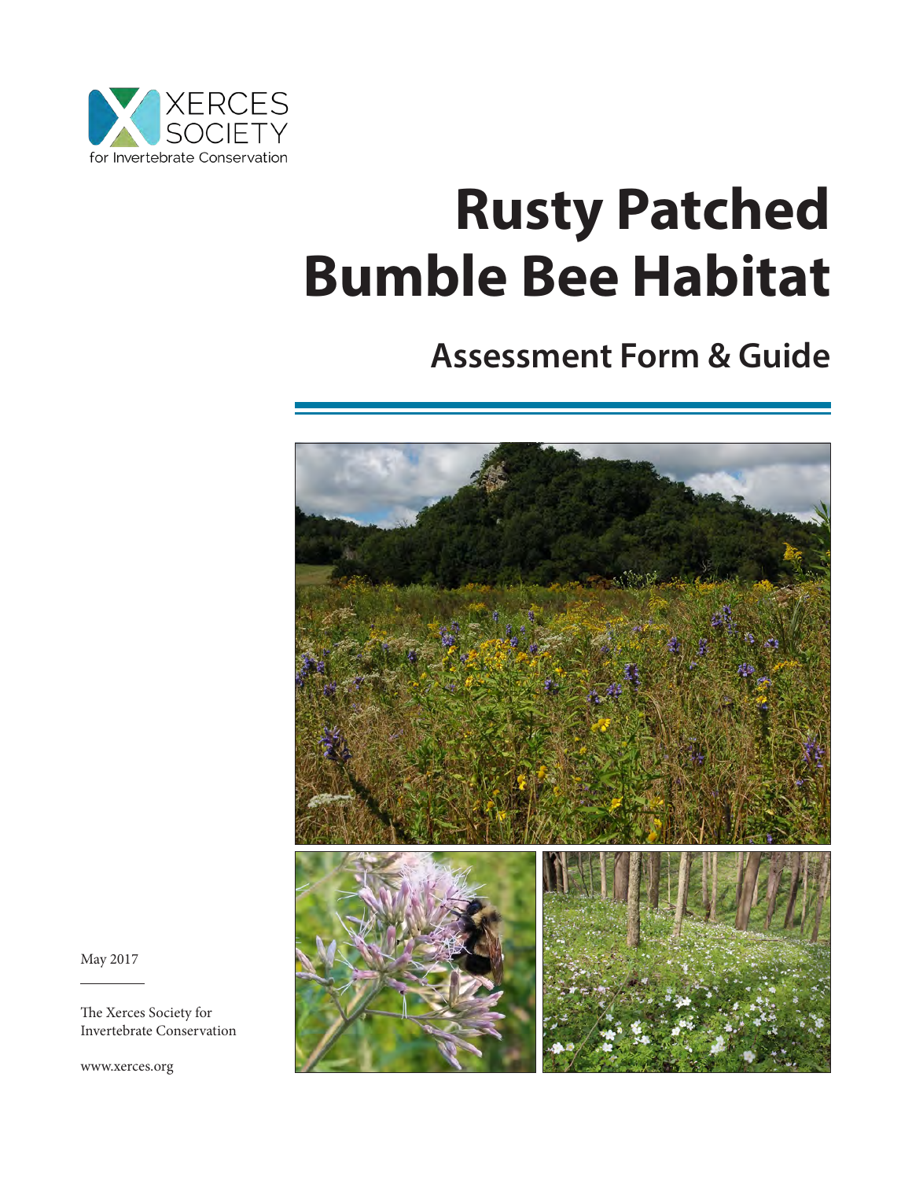XERCES SOCIETY
for Invertebrate Conservation

# Rusty Patched Bumble Bee Habitat

## Assessment Form & Guide

May 2017

The Xerces Society for Invertebrate Conservation

www.xerces.org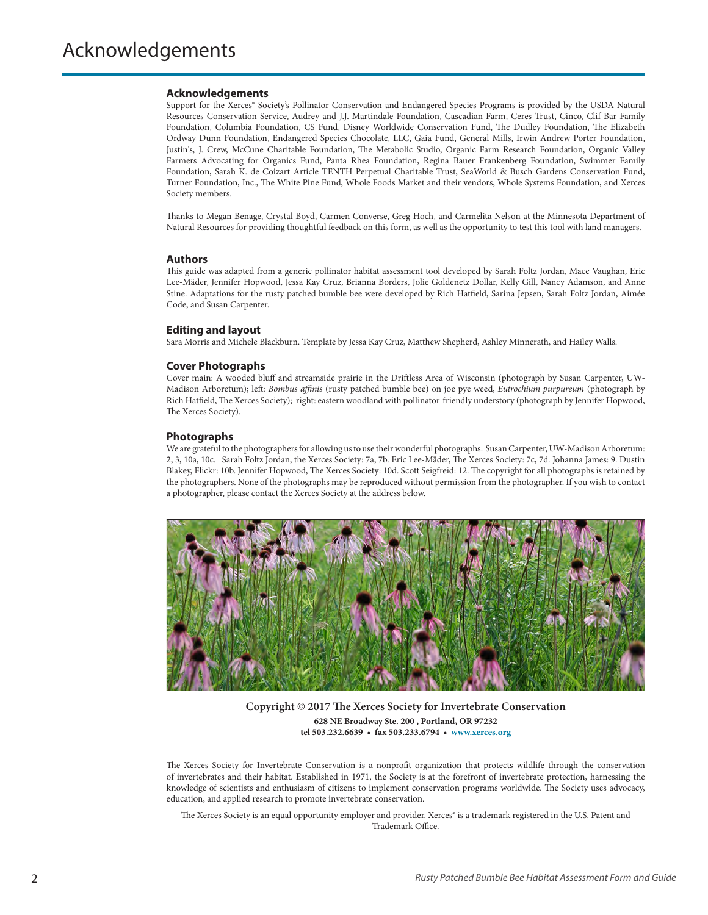# Acknowledgements

## Acknowledgements

Support for the Xerces® Society's Pollinator Conservation and Endangered Species Programs is provided by the USDA Natural Resources Conservation Service, Audrey and J.J. Martindale Foundation, Cascadian Farm, Ceres Trust, Cinco, Clif Bar Family Foundation, Columbia Foundation, CS Fund, Disney Worldwide Conservation Fund, The Dudley Foundation, The Elizabeth Ordway Dunn Foundation, Endangered Species Chocolate, LLC, Gaia Fund, General Mills, Irwin Andrew Porter Foundation, Justin's, J. Crew, McCune Charitable Foundation, The Metabolic Studio, Organic Farm Research Foundation, Organic Valley Farmers Advocating for Organics Fund, Panta Rhea Foundation, Regina Bauer Frankenberg Foundation, Swimmer Family Foundation, Sarah K. de Coizart Article TENTH Perpetual Charitable Trust, SeaWorld & Busch Gardens Conservation Fund, Turner Foundation, Inc., The White Pine Fund, Whole Foods Market and their vendors, Whole Systems Foundation, and Xerces Society members.

Thanks to Megan Benage, Crystal Boyd, Carmen Converse, Greg Hoch, and Carmelita Nelson at the Minnesota Department of Natural Resources for providing thoughtful feedback on this form, as well as the opportunity to test this tool with land managers.

## Authors

This guide was adapted from a generic pollinator habitat assessment tool developed by Sarah Foltz Jordan, Mace Vaughan, Eric Lee-Mäder, Jennifer Hopwood, Jessa Kay Cruz, Brianna Borders, Jolie Goldenetz Dollar, Kelly Gill, Nancy Adamson, and Anne Stine. Adaptations for the rusty patched bumble bee were developed by Rich Hatfield, Sarina Jepsen, Sarah Foltz Jordan, Aimée Code, and Susan Carpenter.

## Editing and layout

Sara Morris and Michele Blackburn. Template by Jessa Kay Cruz, Matthew Shepherd, Ashley Minnerath, and Hailey Walls.

## Cover Photographs

Cover main: A wooded bluff and streamside prairie in the Driftless Area of Wisconsin (photograph by Susan Carpenter, UW-Madison Arboretum); left: *Bombus affinis* (rusty patched bumble bee) on joe pye weed, *Eutrochium purpureum* (photograph by Rich Hatfield, The Xerces Society); right: eastern woodland with pollinator-friendly understory (photograph by Jennifer Hopwood, The Xerces Society).

## Photographs

We are grateful to the photographers for allowing us to use their wonderful photographs. Susan Carpenter, UW-Madison Arboretum: 2, 3, 10a, 10c. Sarah Foltz Jordan, the Xerces Society: 7a, 7b. Eric Lee-Mäder, The Xerces Society: 7c, 7d. Johanna James: 9. Dustin Blakey, Flickr: 10b. Jennifer Hopwood, The Xerces Society: 10d. Scott Seigfreid: 12. The copyright for all photographs is retained by the photographers. None of the photographs may be reproduced without permission from the photographer. If you wish to contact a photographer, please contact the Xerces Society at the address below.

**Copyright © 2017 The Xerces Society for Invertebrate Conservation**

**628 NE Broadway Ste. 200 , Portland, OR 97232**
**tel 503.232.6639 • fax 503.233.6794 • www.xerces.org**

The Xerces Society for Invertebrate Conservation is a nonprofit organization that protects wildlife through the conservation of invertebrates and their habitat. Established in 1971, the Society is at the forefront of invertebrate protection, harnessing the knowledge of scientists and enthusiasm of citizens to implement conservation programs worldwide. The Society uses advocacy, education, and applied research to promote invertebrate conservation.

The Xerces Society is an equal opportunity employer and provider. Xerces® is a trademark registered in the U.S. Patent and Trademark Office.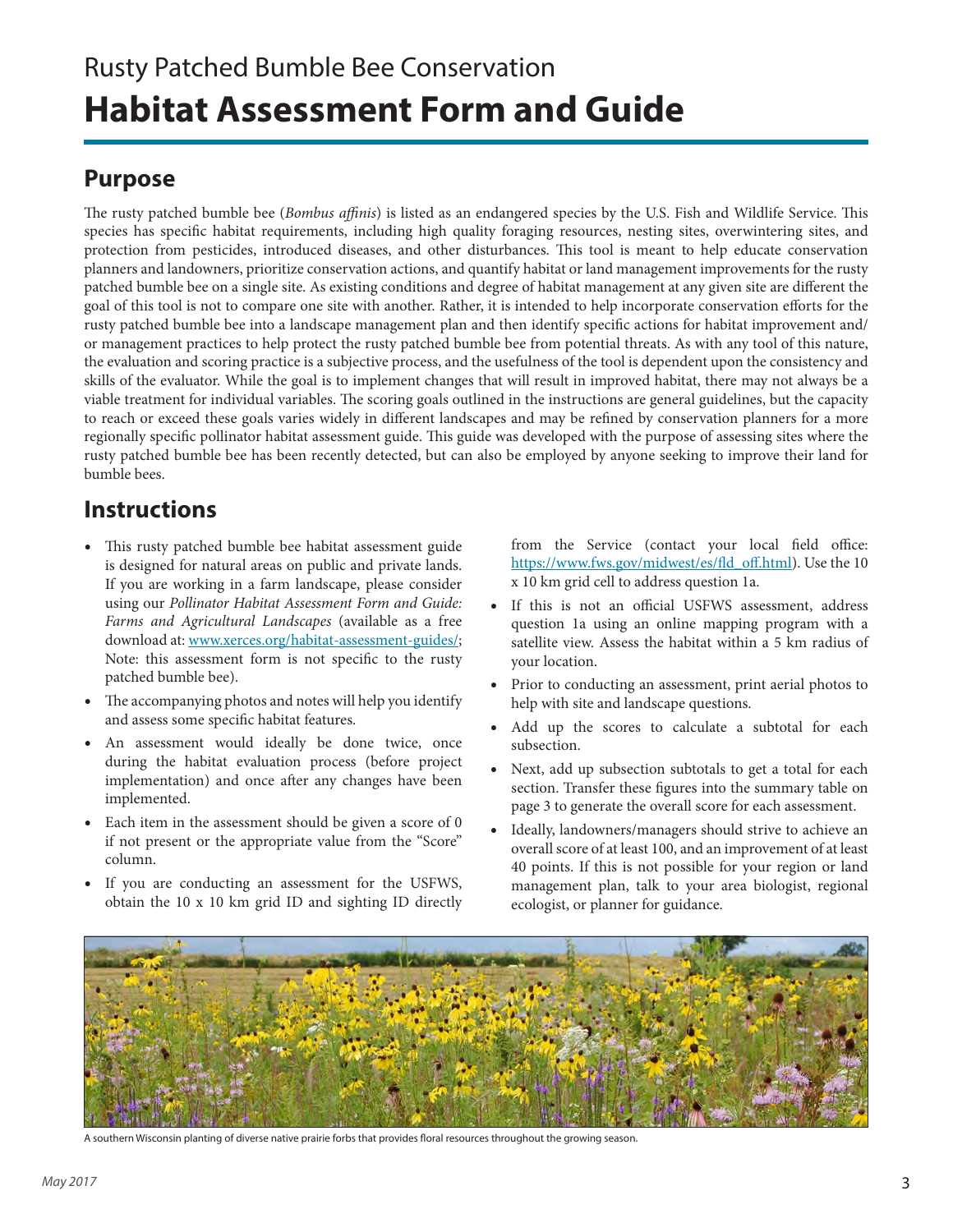Rusty Patched Bumble Bee Conservation

# Habitat Assessment Form and Guide

## Purpose

The rusty patched bumble bee (*Bombus affinis*) is listed as an endangered species by the U.S. Fish and Wildlife Service. This species has specific habitat requirements, including high quality foraging resources, nesting sites, overwintering sites, and protection from pesticides, introduced diseases, and other disturbances. This tool is meant to help educate conservation planners and landowners, prioritize conservation actions, and quantify habitat or land management improvements for the rusty patched bumble bee on a single site. As existing conditions and degree of habitat management at any given site are different the goal of this tool is not to compare one site with another. Rather, it is intended to help incorporate conservation efforts for the rusty patched bumble bee into a landscape management plan and then identify specific actions for habitat improvement and/or management practices to help protect the rusty patched bumble bee from potential threats. As with any tool of this nature, the evaluation and scoring practice is a subjective process, and the usefulness of the tool is dependent upon the consistency and skills of the evaluator. While the goal is to implement changes that will result in improved habitat, there may not always be a viable treatment for individual variables. The scoring goals outlined in the instructions are general guidelines, but the capacity to reach or exceed these goals varies widely in different landscapes and may be refined by conservation planners for a more regionally specific pollinator habitat assessment guide. This guide was developed with the purpose of assessing sites where the rusty patched bumble bee has been recently detected, but can also be employed by anyone seeking to improve their land for bumble bees.

## Instructions

- This rusty patched bumble bee habitat assessment guide is designed for natural areas on public and private lands. If you are working in a farm landscape, please consider using our *Pollinator Habitat Assessment Form and Guide: Farms and Agricultural Landscapes* (available as a free download at: www.xerces.org/habitat-assessment-guides/; Note: this assessment form is not specific to the rusty patched bumble bee).
- The accompanying photos and notes will help you identify and assess some specific habitat features.
- An assessment would ideally be done twice, once during the habitat evaluation process (before project implementation) and once after any changes have been implemented.
- Each item in the assessment should be given a score of 0 if not present or the appropriate value from the "Score" column.
- If you are conducting an assessment for the USFWS, obtain the 10 x 10 km grid ID and sighting ID directly from the Service (contact your local field office: https://www.fws.gov/midwest/es/fld_off.html). Use the 10 x 10 km grid cell to address question 1a.
- If this is not an official USFWS assessment, address question 1a using an online mapping program with a satellite view. Assess the habitat within a 5 km radius of your location.
- Prior to conducting an assessment, print aerial photos to help with site and landscape questions.
- Add up the scores to calculate a subtotal for each subsection.
- Next, add up subsection subtotals to get a total for each section. Transfer these figures into the summary table on page 3 to generate the overall score for each assessment.
- Ideally, landowners/managers should strive to achieve an overall score of at least 100, and an improvement of at least 40 points. If this is not possible for your region or land management plan, talk to your area biologist, regional ecologist, or planner for guidance.

A southern Wisconsin planting of diverse native prairie forbs that provides floral resources throughout the growing season.

May 2017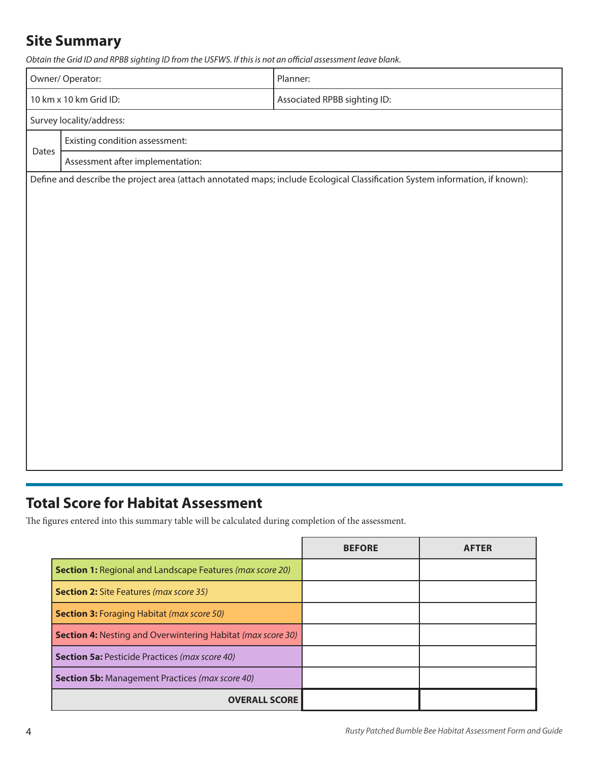## Site Summary

*Obtain the Grid ID and RPBB sighting ID from the USFWS. If this is not an official assessment leave blank.*

| Owner/ Operator: | | Planner: |
|---|---|---|
| 10 km x 10 km Grid ID: | | Associated RPBB sighting ID: |
| Survey locality/address: | | |
| Dates | Existing condition assessment: | |
| | Assessment after implementation: | |
| Define and describe the project area (attach annotated maps; include Ecological Classification System information, if known): | | |

## Total Score for Habitat Assessment

The figures entered into this summary table will be calculated during completion of the assessment.

| | BEFORE | AFTER |
|---|---|---|
| **Section 1:** Regional and Landscape Features *(max score 20)* | | |
| **Section 2:** Site Features *(max score 35)* | | |
| **Section 3:** Foraging Habitat *(max score 50)* | | |
| **Section 4:** Nesting and Overwintering Habitat *(max score 30)* | | |
| **Section 5a:** Pesticide Practices *(max score 40)* | | |
| **Section 5b:** Management Practices *(max score 40)* | | |
| **OVERALL SCORE** | | |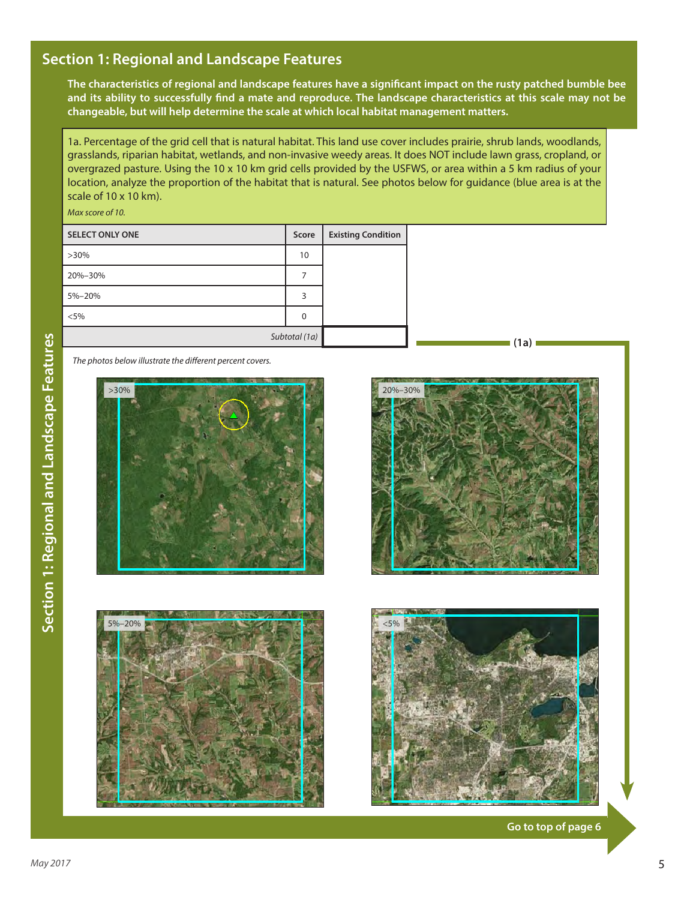## Section 1: Regional and Landscape Features

**The characteristics of regional and landscape features have a significant impact on the rusty patched bumble bee and its ability to successfully find a mate and reproduce. The landscape characteristics at this scale may not be changeable, but will help determine the scale at which local habitat management matters.**

1a. Percentage of the grid cell that is natural habitat. This land use cover includes prairie, shrub lands, woodlands, grasslands, riparian habitat, wetlands, and non-invasive weedy areas. It does NOT include lawn grass, cropland, or overgrazed pasture. Using the 10 x 10 km grid cells provided by the USFWS, or area within a 5 km radius of your location, analyze the proportion of the habitat that is natural. See photos below for guidance (blue area is at the scale of 10 x 10 km).

*Max score of 10.*

| SELECT ONLY ONE | Score | Existing Condition |
|---|---|---|
| >30% | 10 | |
| 20%–30% | 7 | |
| 5%–20% | 3 | |
| <5% | 0 | |
| *Subtotal (1a)* | | |

(1a)

*The photos below illustrate the different percent covers.*

>30%

20%–30%

5%–20%

<5%

Go to top of page 6

May 2017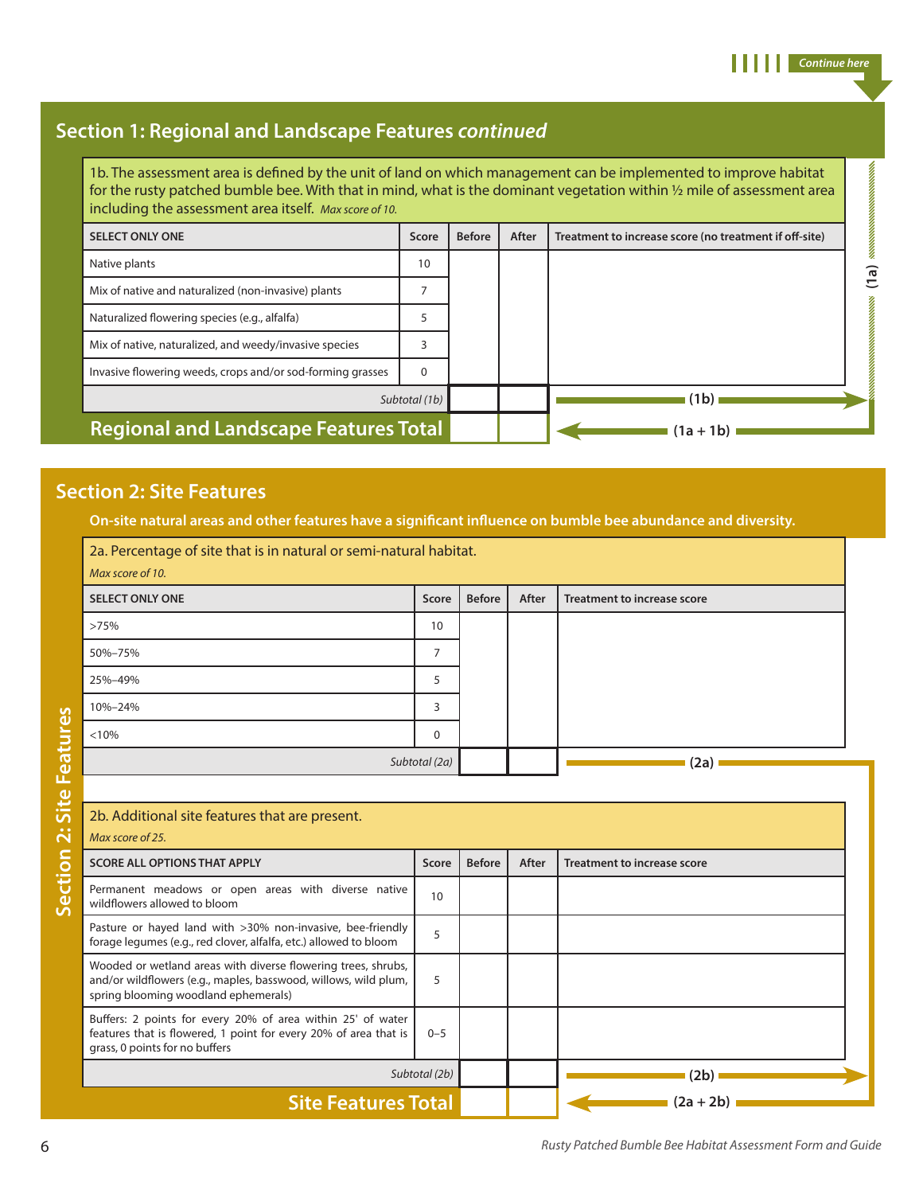Continue here

## Section 1: Regional and Landscape Features *continued*

1b. The assessment area is defined by the unit of land on which management can be implemented to improve habitat for the rusty patched bumble bee. With that in mind, what is the dominant vegetation within ½ mile of assessment area including the assessment area itself. *Max score of 10.*

| SELECT ONLY ONE | Score | Before | After | Treatment to increase score (no treatment if off-site) |
|---|---|---|---|---|
| Native plants | 10 | | | |
| Mix of native and naturalized (non-invasive) plants | 7 | | | |
| Naturalized flowering species (e.g., alfalfa) | 5 | | | |
| Mix of native, naturalized, and weedy/invasive species | 3 | | | |
| Invasive flowering weeds, crops and/or sod-forming grasses | 0 | | | |
| *Subtotal (1b)* | | | | (1b) |
| **Regional and Landscape Features Total** | | | | (1a + 1b) |

(1a)

## Section 2: Site Features

**On-site natural areas and other features have a significant influence on bumble bee abundance and diversity.**

2a. Percentage of site that is in natural or semi-natural habitat.
*Max score of 10.*

| SELECT ONLY ONE | Score | Before | After | Treatment to increase score |
|---|---|---|---|---|
| >75% | 10 | | | |
| 50%–75% | 7 | | | |
| 25%–49% | 5 | | | |
| 10%–24% | 3 | | | |
| <10% | 0 | | | |
| *Subtotal (2a)* | | | | (2a) |

2b. Additional site features that are present.
*Max score of 25.*

| SCORE ALL OPTIONS THAT APPLY | Score | Before | After | Treatment to increase score |
|---|---|---|---|---|
| Permanent meadows or open areas with diverse native wildflowers allowed to bloom | 10 | | | |
| Pasture or hayed land with >30% non-invasive, bee-friendly forage legumes (e.g., red clover, alfalfa, etc.) allowed to bloom | 5 | | | |
| Wooded or wetland areas with diverse flowering trees, shrubs, and/or wildflowers (e.g., maples, basswood, willows, wild plum, spring blooming woodland ephemerals) | 5 | | | |
| Buffers: 2 points for every 20% of area within 25' of water features that is flowered, 1 point for every 20% of area that is grass, 0 points for no buffers | 0–5 | | | |
| *Subtotal (2b)* | | | | (2b) |
| **Site Features Total** | | | | (2a + 2b) |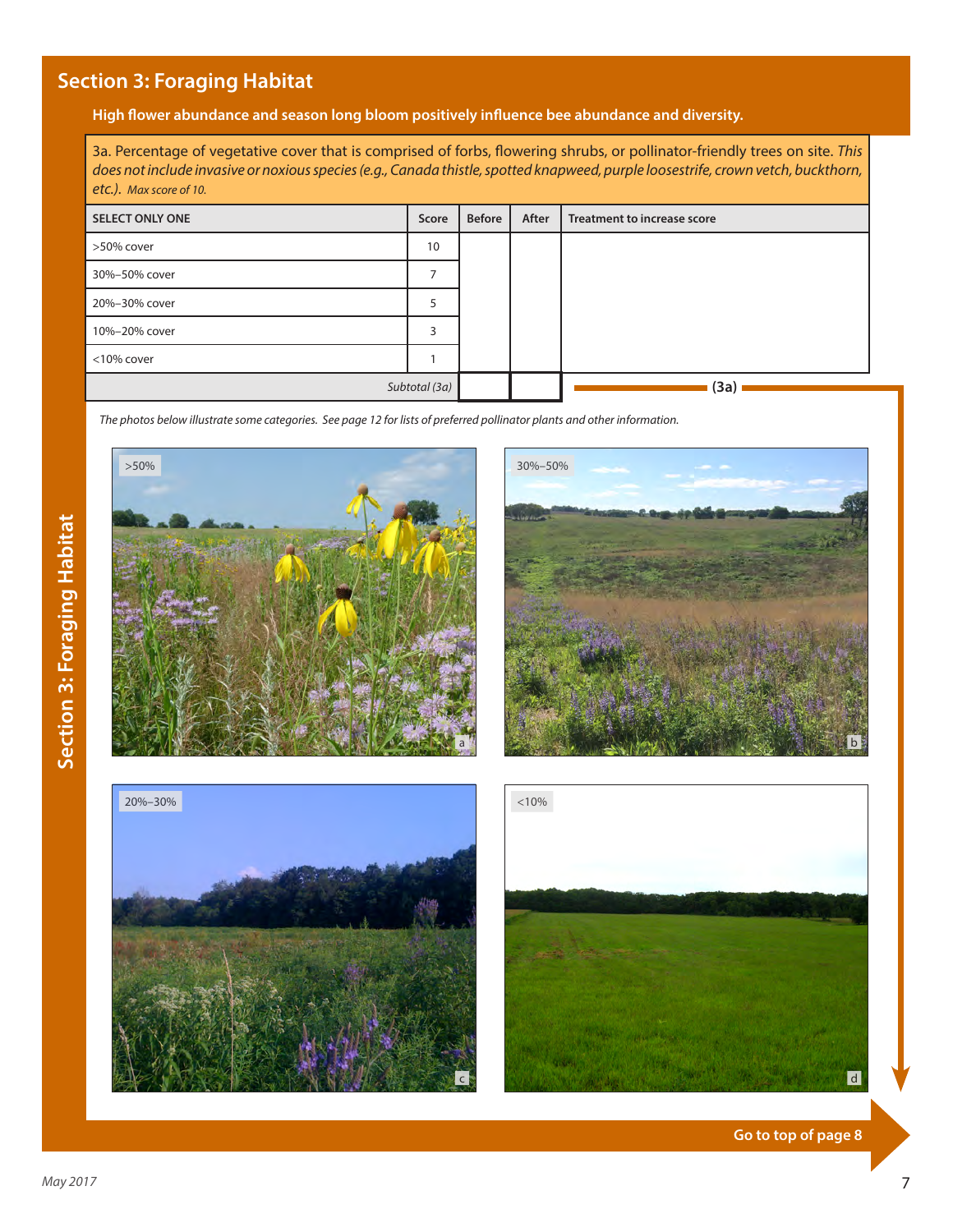## Section 3: Foraging Habitat

**High flower abundance and season long bloom positively influence bee abundance and diversity.**

3a. Percentage of vegetative cover that is comprised of forbs, flowering shrubs, or pollinator-friendly trees on site. *This does not include invasive or noxious species (e.g., Canada thistle, spotted knapweed, purple loosestrife, crown vetch, buckthorn, etc.). Max score of 10.*

| SELECT ONLY ONE | Score | Before | After | Treatment to increase score |
|---|---|---|---|---|
| >50% cover | 10 | | | |
| 30%–50% cover | 7 | | | |
| 20%–30% cover | 5 | | | |
| 10%–20% cover | 3 | | | |
| <10% cover | 1 | | | |
| *Subtotal (3a)* | | | | **(3a)** |

*The photos below illustrate some categories. See page 12 for lists of preferred pollinator plants and other information.*

>50% (a)

30%–50% (b)

20%–30% (c)

<10% (d)

**Go to top of page 8**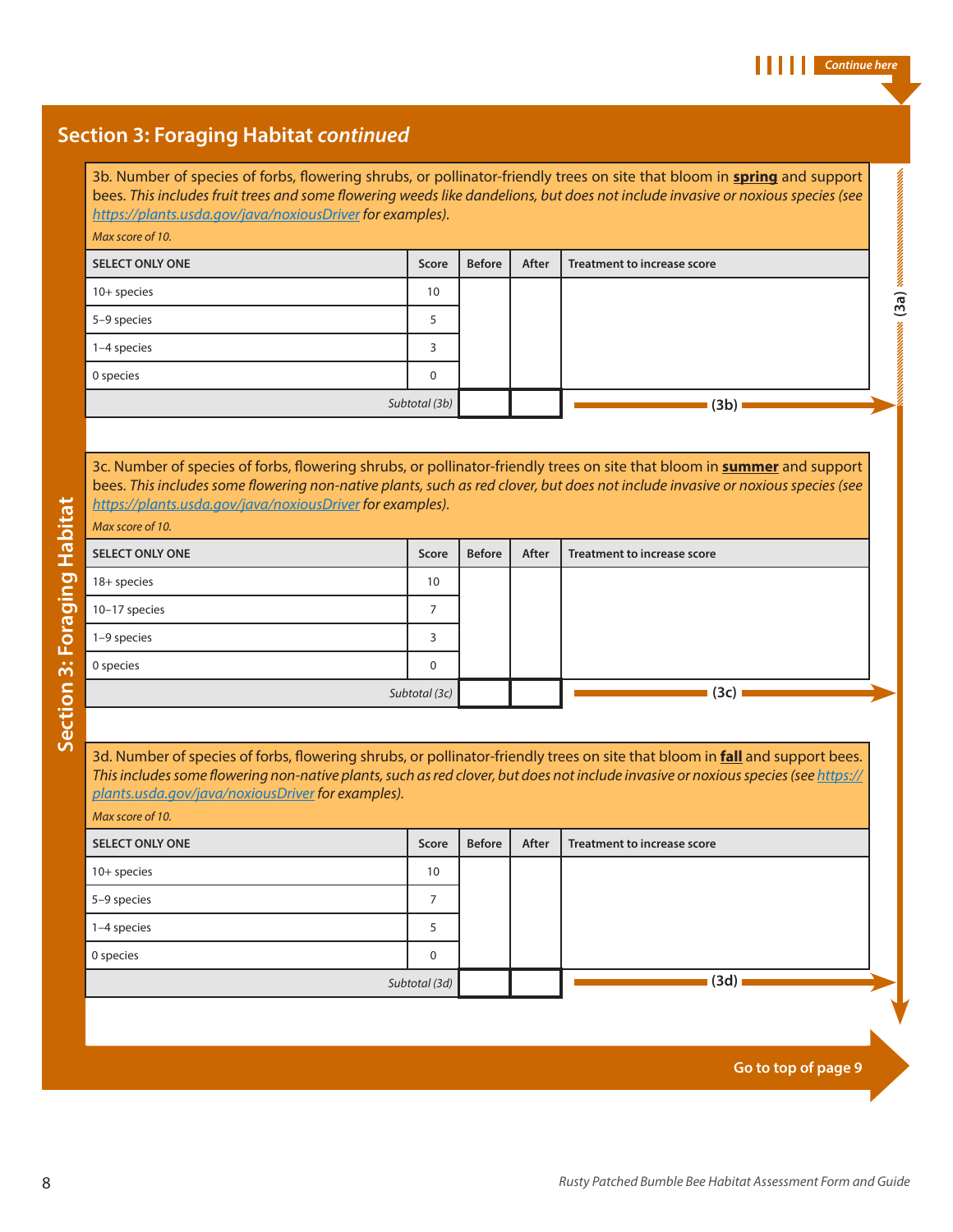Continue here

## Section 3: Foraging Habitat *continued*

3b. Number of species of forbs, flowering shrubs, or pollinator-friendly trees on site that bloom in **spring** and support bees. *This includes fruit trees and some flowering weeds like dandelions, but does not include invasive or noxious species (see https://plants.usda.gov/java/noxiousDriver for examples).*

*Max score of 10.*

| SELECT ONLY ONE | Score | Before | After | Treatment to increase score |
|---|---|---|---|---|
| 10+ species | 10 | | | |
| 5–9 species | 5 | | | |
| 1–4 species | 3 | | | |
| 0 species | 0 | | | |
| *Subtotal (3b)* | | | | |

(3b)

3c. Number of species of forbs, flowering shrubs, or pollinator-friendly trees on site that bloom in **summer** and support bees. *This includes some flowering non-native plants, such as red clover, but does not include invasive or noxious species (see https://plants.usda.gov/java/noxiousDriver for examples).*

*Max score of 10.*

| SELECT ONLY ONE | Score | Before | After | Treatment to increase score |
|---|---|---|---|---|
| 18+ species | 10 | | | |
| 10–17 species | 7 | | | |
| 1–9 species | 3 | | | |
| 0 species | 0 | | | |
| *Subtotal (3c)* | | | | |

(3c)

3d. Number of species of forbs, flowering shrubs, or pollinator-friendly trees on site that bloom in **fall** and support bees. *This includes some flowering non-native plants, such as red clover, but does not include invasive or noxious species (see https://plants.usda.gov/java/noxiousDriver for examples).*

*Max score of 10.*

| SELECT ONLY ONE | Score | Before | After | Treatment to increase score |
|---|---|---|---|---|
| 10+ species | 10 | | | |
| 5–9 species | 7 | | | |
| 1–4 species | 5 | | | |
| 0 species | 0 | | | |
| *Subtotal (3d)* | | | | |

(3d)

(3a)

Go to top of page 9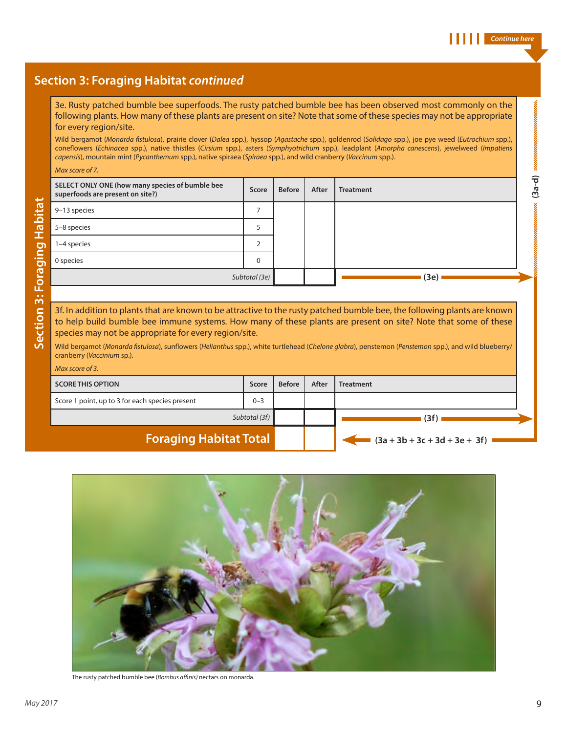## Section 3: Foraging Habitat *continued*

3e. Rusty patched bumble bee superfoods. The rusty patched bumble bee has been observed most commonly on the following plants. How many of these plants are present on site? Note that some of these species may not be appropriate for every region/site.

Wild bergamot (*Monarda fistulosa*), prairie clover (*Dalea* spp.), hyssop (*Agastache* spp.), goldenrod (*Solidago* spp.), joe pye weed (*Eutrochium* spp.), coneflowers (*Echinacea* spp.), native thistles (*Cirsium* spp.), asters (*Symphyotrichum* spp.), leadplant (*Amorpha canescens*), jewelweed (*Impatiens capensis*), mountain mint (*Pycanthemum* spp.), native spiraea (*Spiraea* spp.), and wild cranberry (*Vaccinium* spp.).

*Max score of 7.*

| SELECT ONLY ONE (how many species of bumble bee superfoods are present on site?) | Score | Before | After | Treatment |
|---|---|---|---|---|
| 9–13 species | 7 | | | |
| 5–8 species | 5 | | | |
| 1–4 species | 2 | | | |
| 0 species | 0 | | | |
| *Subtotal (3e)* | | | | (3e) |

3f. In addition to plants that are known to be attractive to the rusty patched bumble bee, the following plants are known to help build bumble bee immune systems. How many of these plants are present on site? Note that some of these species may not be appropriate for every region/site.

Wild bergamot (*Monarda fistulosa*), sunflowers (*Helianthus* spp.), white turtlehead (*Chelone glabra*), penstemon (*Penstemon* spp.), and wild blueberry/cranberry (*Vaccinium* sp.).

*Max score of 3.*

| SCORE THIS OPTION | Score | Before | After | Treatment |
|---|---|---|---|---|
| Score 1 point, up to 3 for each species present | 0–3 | | | |
| *Subtotal (3f)* | | | | (3f) |
| **Foraging Habitat Total** | | | | (3a + 3b + 3c + 3d + 3e + 3f) |

The rusty patched bumble bee (*Bombus affinis)* nectars on monarda.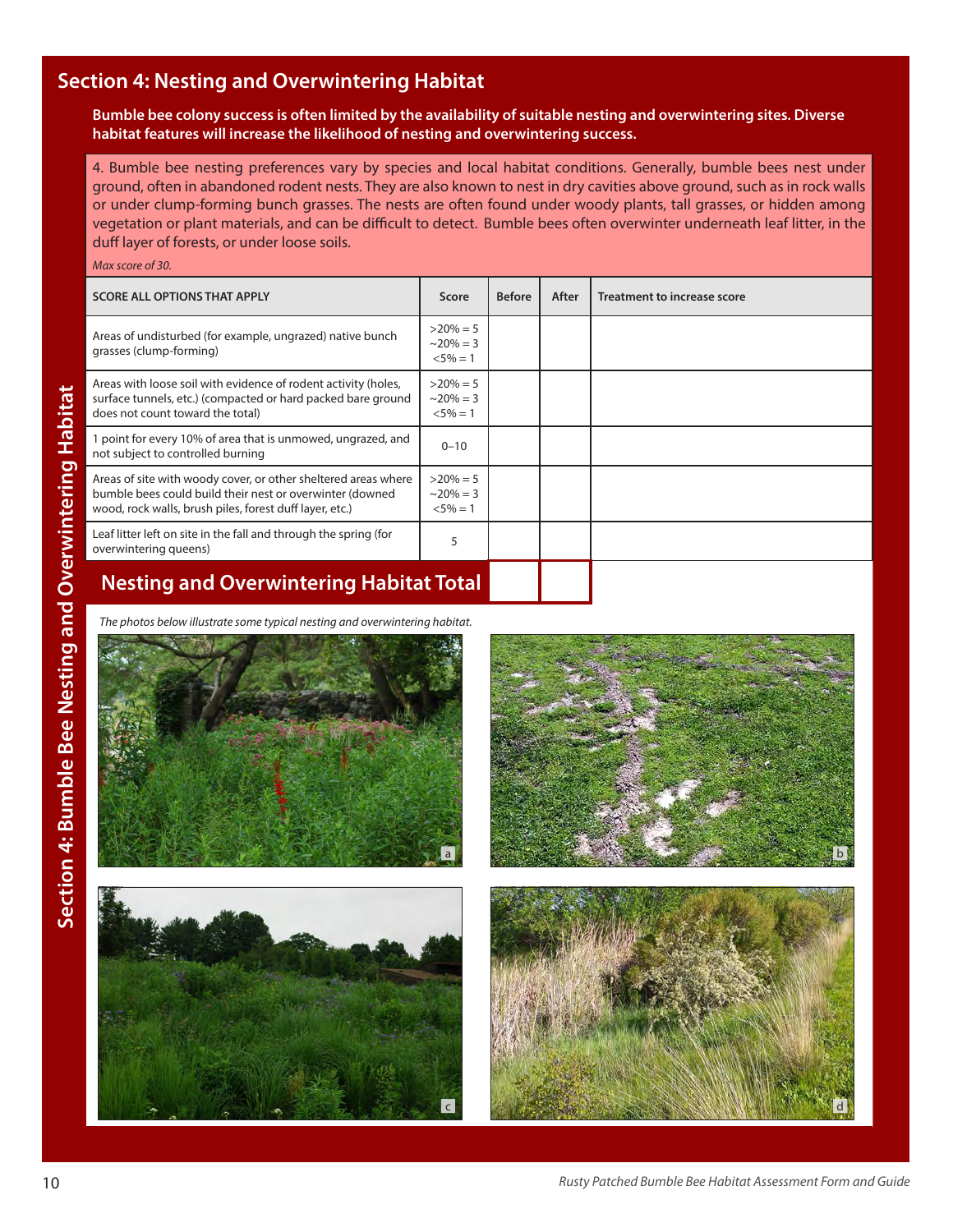## Section 4: Nesting and Overwintering Habitat

**Bumble bee colony success is often limited by the availability of suitable nesting and overwintering sites. Diverse habitat features will increase the likelihood of nesting and overwintering success.**

4. Bumble bee nesting preferences vary by species and local habitat conditions. Generally, bumble bees nest under ground, often in abandoned rodent nests. They are also known to nest in dry cavities above ground, such as in rock walls or under clump-forming bunch grasses. The nests are often found under woody plants, tall grasses, or hidden among vegetation or plant materials, and can be difficult to detect. Bumble bees often overwinter underneath leaf litter, in the duff layer of forests, or under loose soils.

*Max score of 30.*

| SCORE ALL OPTIONS THAT APPLY | Score | Before | After | Treatment to increase score |
|---|---|---|---|---|
| Areas of undisturbed (for example, ungrazed) native bunch grasses (clump-forming) | >20% = 5<br>~20% = 3<br><5% = 1 | | | |
| Areas with loose soil with evidence of rodent activity (holes, surface tunnels, etc.) (compacted or hard packed bare ground does not count toward the total) | >20% = 5<br>~20% = 3<br><5% = 1 | | | |
| 1 point for every 10% of area that is unmowed, ungrazed, and not subject to controlled burning | 0–10 | | | |
| Areas of site with woody cover, or other sheltered areas where bumble bees could build their nest or overwinter (downed wood, rock walls, brush piles, forest duff layer, etc.) | >20% = 5<br>~20% = 3<br><5% = 1 | | | |
| Leaf litter left on site in the fall and through the spring (for overwintering queens) | 5 | | | |
| **Nesting and Overwintering Habitat Total** | | | | |

*The photos below illustrate some typical nesting and overwintering habitat.*

a

b

c

d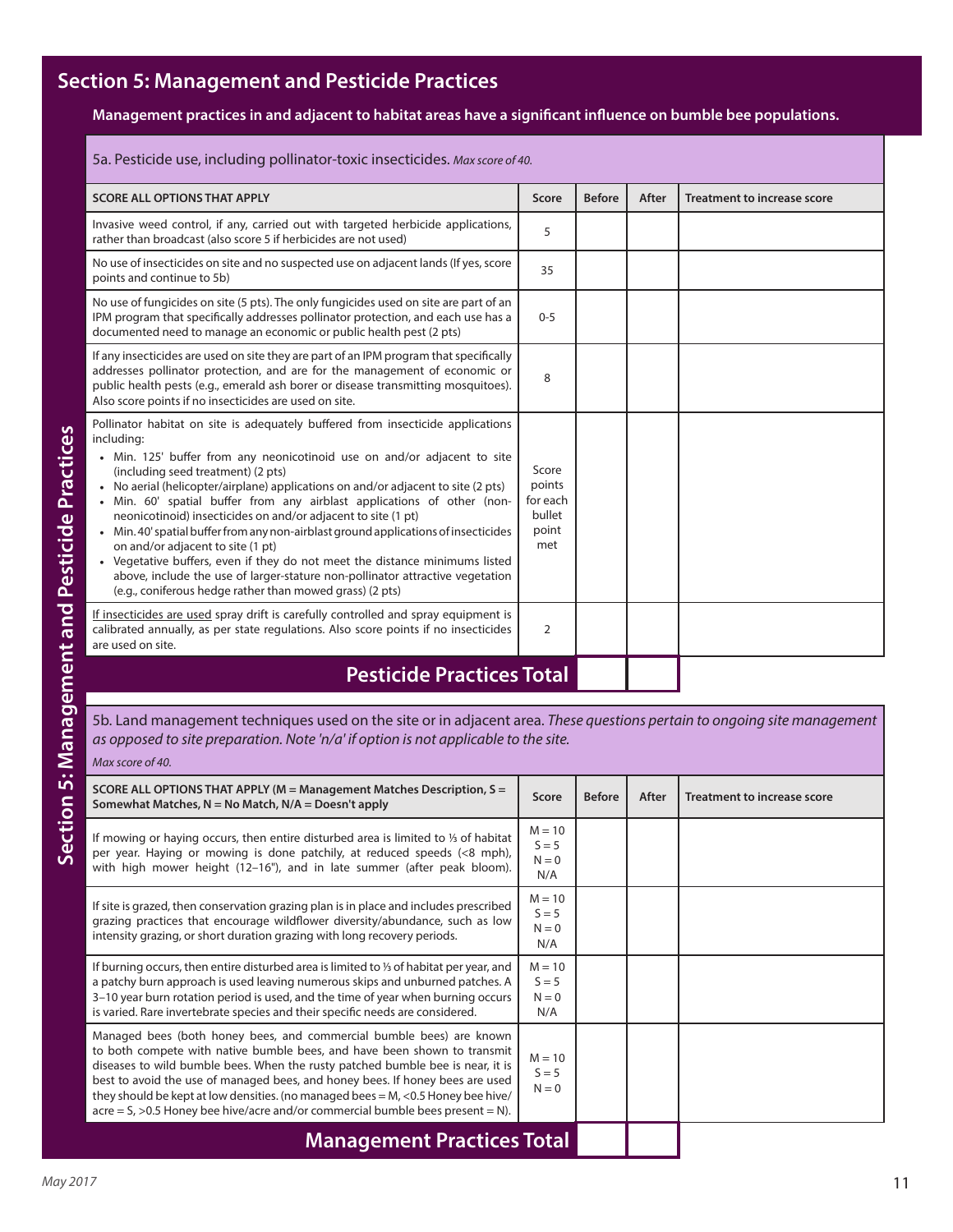## Section 5: Management and Pesticide Practices

**Management practices in and adjacent to habitat areas have a significant influence on bumble bee populations.**

### 5a. Pesticide use, including pollinator-toxic insecticides. *Max score of 40.*

| SCORE ALL OPTIONS THAT APPLY | Score | Before | After | Treatment to increase score |
|---|---|---|---|---|
| Invasive weed control, if any, carried out with targeted herbicide applications, rather than broadcast (also score 5 if herbicides are not used) | 5 | | | |
| No use of insecticides on site and no suspected use on adjacent lands (If yes, score points and continue to 5b) | 35 | | | |
| No use of fungicides on site (5 pts). The only fungicides used on site are part of an IPM program that specifically addresses pollinator protection, and each use has a documented need to manage an economic or public health pest (2 pts) | 0-5 | | | |
| If any insecticides are used on site they are part of an IPM program that specifically addresses pollinator protection, and are for the management of economic or public health pests (e.g., emerald ash borer or disease transmitting mosquitoes). Also score points if no insecticides are used on site. | 8 | | | |
| Pollinator habitat on site is adequately buffered from insecticide applications including:<br>• Min. 125' buffer from any neonicotinoid use on and/or adjacent to site (including seed treatment) (2 pts)<br>• No aerial (helicopter/airplane) applications on and/or adjacent to site (2 pts)<br>• Min. 60' spatial buffer from any airblast applications of other (non-neonicotinoid) insecticides on and/or adjacent to site (1 pt)<br>• Min. 40' spatial buffer from any non-airblast ground applications of insecticides on and/or adjacent to site (1 pt)<br>• Vegetative buffers, even if they do not meet the distance minimums listed above, include the use of larger-stature non-pollinator attractive vegetation (e.g., coniferous hedge rather than mowed grass) (2 pts) | Score points for each bullet point met | | | |
| If insecticides are used spray drift is carefully controlled and spray equipment is calibrated annually, as per state regulations. Also score points if no insecticides are used on site. | 2 | | | |
| **Pesticide Practices Total** | | | | |

### 5b. Land management techniques used on the site or in adjacent area. *These questions pertain to ongoing site management as opposed to site preparation. Note 'n/a' if option is not applicable to the site.*

*Max score of 40.*

| SCORE ALL OPTIONS THAT APPLY (M = Management Matches Description, S = Somewhat Matches, N = No Match, N/A = Doesn't apply | Score | Before | After | Treatment to increase score |
|---|---|---|---|---|
| If mowing or haying occurs, then entire disturbed area is limited to ⅓ of habitat per year. Haying or mowing is done patchily, at reduced speeds (<8 mph), with high mower height (12–16"), and in late summer (after peak bloom). | M = 10<br>S = 5<br>N = 0<br>N/A | | | |
| If site is grazed, then conservation grazing plan is in place and includes prescribed grazing practices that encourage wildflower diversity/abundance, such as low intensity grazing, or short duration grazing with long recovery periods. | M = 10<br>S = 5<br>N = 0<br>N/A | | | |
| If burning occurs, then entire disturbed area is limited to ⅓ of habitat per year, and a patchy burn approach is used leaving numerous skips and unburned patches. A 3–10 year burn rotation period is used, and the time of year when burning occurs is varied. Rare invertebrate species and their specific needs are considered. | M = 10<br>S = 5<br>N = 0<br>N/A | | | |
| Managed bees (both honey bees, and commercial bumble bees) are known to both compete with native bumble bees, and have been shown to transmit diseases to wild bumble bees. When the rusty patched bumble bee is near, it is best to avoid the use of managed bees, and honey bees. If honey bees are used they should be kept at low densities. (no managed bees = M, <0.5 Honey bee hive/acre = S, >0.5 Honey bee hive/acre and/or commercial bumble bees present = N). | M = 10<br>S = 5<br>N = 0 | | | |
| **Management Practices Total** | | | | |

*May 2017*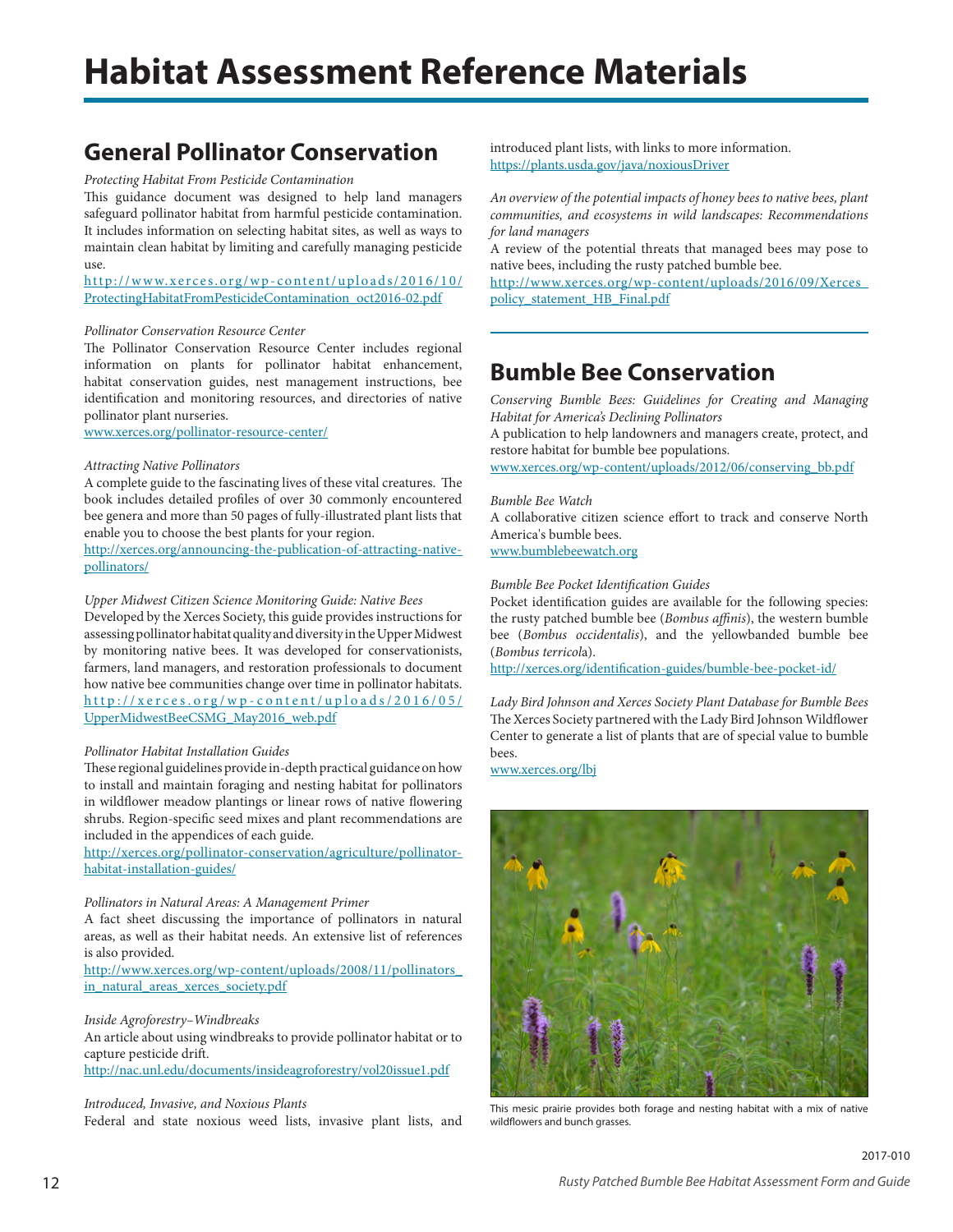# Habitat Assessment Reference Materials

## General Pollinator Conservation

*Protecting Habitat From Pesticide Contamination*

This guidance document was designed to help land managers safeguard pollinator habitat from harmful pesticide contamination. It includes information on selecting habitat sites, as well as ways to maintain clean habitat by limiting and carefully managing pesticide use.

http://www.xerces.org/wp-content/uploads/2016/10/ProtectingHabitatFromPesticideContamination_oct2016-02.pdf

*Pollinator Conservation Resource Center*

The Pollinator Conservation Resource Center includes regional information on plants for pollinator habitat enhancement, habitat conservation guides, nest management instructions, bee identification and monitoring resources, and directories of native pollinator plant nurseries.

www.xerces.org/pollinator-resource-center/

*Attracting Native Pollinators*

A complete guide to the fascinating lives of these vital creatures. The book includes detailed profiles of over 30 commonly encountered bee genera and more than 50 pages of fully-illustrated plant lists that enable you to choose the best plants for your region.

http://xerces.org/announcing-the-publication-of-attracting-native-pollinators/

*Upper Midwest Citizen Science Monitoring Guide: Native Bees*

Developed by the Xerces Society, this guide provides instructions for assessing pollinator habitat quality and diversity in the Upper Midwest by monitoring native bees. It was developed for conservationists, farmers, land managers, and restoration professionals to document how native bee communities change over time in pollinator habitats.

http://xerces.org/wp-content/uploads/2016/05/UpperMidwestBeeCSMG_May2016_web.pdf

*Pollinator Habitat Installation Guides*

These regional guidelines provide in-depth practical guidance on how to install and maintain foraging and nesting habitat for pollinators in wildflower meadow plantings or linear rows of native flowering shrubs. Region-specific seed mixes and plant recommendations are included in the appendices of each guide.

http://xerces.org/pollinator-conservation/agriculture/pollinator-habitat-installation-guides/

*Pollinators in Natural Areas: A Management Primer*

A fact sheet discussing the importance of pollinators in natural areas, as well as their habitat needs. An extensive list of references is also provided.

http://www.xerces.org/wp-content/uploads/2008/11/pollinators_in_natural_areas_xerces_society.pdf

*Inside Agroforestry–Windbreaks*

An article about using windbreaks to provide pollinator habitat or to capture pesticide drift.

http://nac.unl.edu/documents/insideagroforestry/vol20issue1.pdf

*Introduced, Invasive, and Noxious Plants*

Federal and state noxious weed lists, invasive plant lists, and introduced plant lists, with links to more information.

https://plants.usda.gov/java/noxiousDriver

*An overview of the potential impacts of honey bees to native bees, plant communities, and ecosystems in wild landscapes: Recommendations for land managers*

A review of the potential threats that managed bees may pose to native bees, including the rusty patched bumble bee.

http://www.xerces.org/wp-content/uploads/2016/09/Xerces_policy_statement_HB_Final.pdf

## Bumble Bee Conservation

*Conserving Bumble Bees: Guidelines for Creating and Managing Habitat for America's Declining Pollinators*

A publication to help landowners and managers create, protect, and restore habitat for bumble bee populations.

www.xerces.org/wp-content/uploads/2012/06/conserving_bb.pdf

*Bumble Bee Watch*

A collaborative citizen science effort to track and conserve North America's bumble bees.

www.bumblebeewatch.org

*Bumble Bee Pocket Identification Guides*

Pocket identification guides are available for the following species: the rusty patched bumble bee (*Bombus affinis*), the western bumble bee (*Bombus occidentalis*), and the yellowbanded bumble bee (*Bombus terricola*).

http://xerces.org/identification-guides/bumble-bee-pocket-id/

*Lady Bird Johnson and Xerces Society Plant Database for Bumble Bees*

The Xerces Society partnered with the Lady Bird Johnson Wildflower Center to generate a list of plants that are of special value to bumble bees.

www.xerces.org/lbj

This mesic prairie provides both forage and nesting habitat with a mix of native wildflowers and bunch grasses.

2017-010